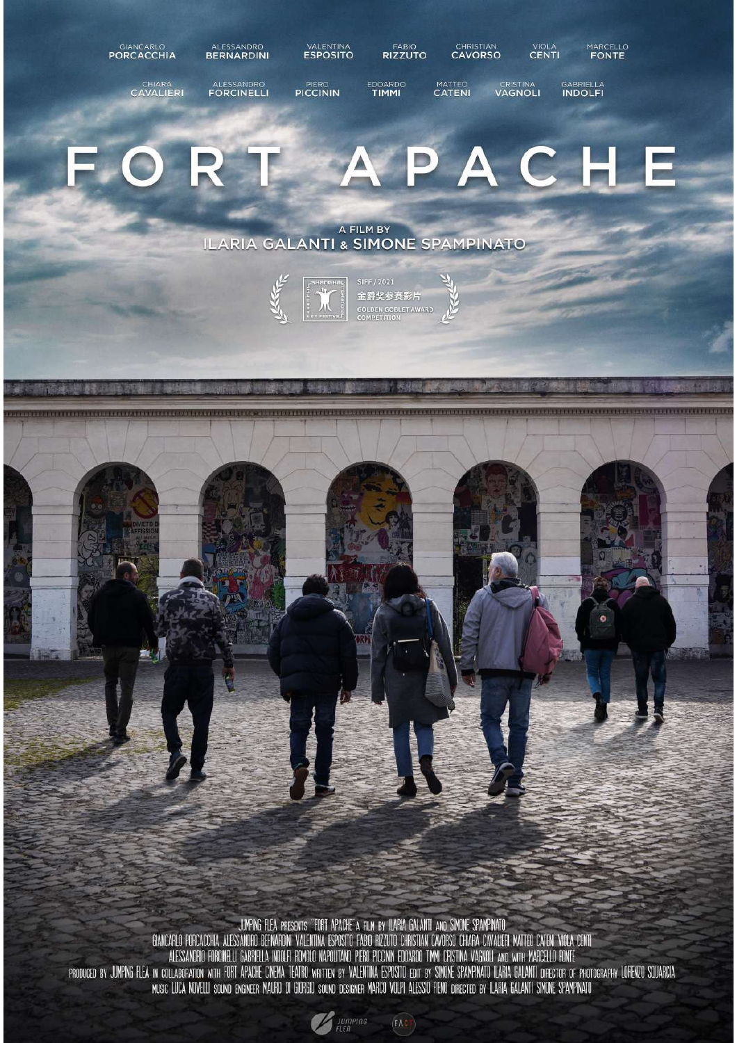GIANCARLO **PORCACCHIA** ALESSANDRO **BERNARDINI** VALENTINA **ESPOSITO** FABIO **RIZZUTO** CHRISTIAN **CAVORSO** VIOLA **CENTI** MARCELLO **FONTE**

CHIARA **CAVALIERI** ALESSANDRO **FORCINELLI** PIERO **PICCININ** EDOARDO **TIMMI** MATTEO **CATENI** CRISTINA **VAGNOLI** GABRIELLA **INDOLFI**

# FORT APACHE

A FILM BY
**ILARIA GALANTI & SIMONE SPAMPINATO**

SIFF / 2021
金爵奖参赛影片
GOLDEN GOBLET AWARD
COMPETITION

JUMPING FLEA PRESENTS "FORT APACHE" A FILM BY ILARIA GALANTI AND SIMONE SPAMPINATO
GIANCARLO PORCACCHIA ALESSANDRO BERNARDINI VALENTINA ESPOSITO FABIO RIZZUTO CHRISTIAN CAVORSO CHIARA CAVALIERI MATTEO CATENI VIOLA CENTI
ALESSANDRO FORCINELLI GABRIELLA INDOLFI ROMOLO NAPOLITANO PIERO PICCININ EDOARDO TIMMI CRISTINA VAGNOLI AND WITH MARCELLO FONTE
PRODUCED BY JUMPING FLEA IN COLLABORATION WITH FORT APACHE CINEMA TEATRO WRITTEN BY VALENTINA ESPOSITO EDIT BY SIMONE SPAMPINATO ILARIA GALANTI DIRECTOR OF PHOTOGRAPHY LORENZO SQUARCIA
MUSIC LUCA NOVELLI SOUND ENGINEER MAURO DI GIORGIO SOUND DESIGNER MARCO VOLPI ALESSIO FIENO DIRECTED BY ILARIA GALANTI SIMONE SPAMPINATO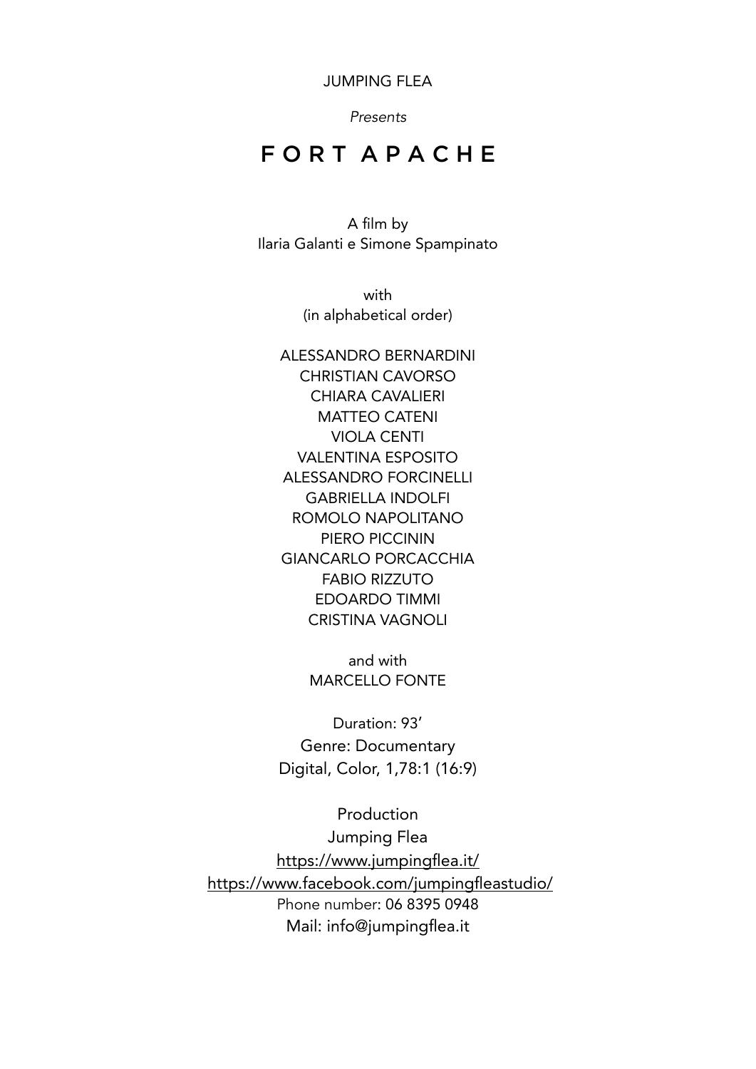JUMPING FLEA

*Presents*

# F O R T A P A C H E

A film by
Ilaria Galanti e Simone Spampinato

with
(in alphabetical order)

ALESSANDRO BERNARDINI
CHRISTIAN CAVORSO
CHIARA CAVALIERI
MATTEO CATENI
VIOLA CENTI
VALENTINA ESPOSITO
ALESSANDRO FORCINELLI
GABRIELLA INDOLFI
ROMOLO NAPOLITANO
PIERO PICCININ
GIANCARLO PORCACCHIA
FABIO RIZZUTO
EDOARDO TIMMI
CRISTINA VAGNOLI

and with
MARCELLO FONTE

Duration: 93'
Genre: Documentary
Digital, Color, 1,78:1 (16:9)

Production
Jumping Flea
https://www.jumpingflea.it/
https://www.facebook.com/jumpingfleastudio/
Phone number: 06 8395 0948
Mail: info@jumpingflea.it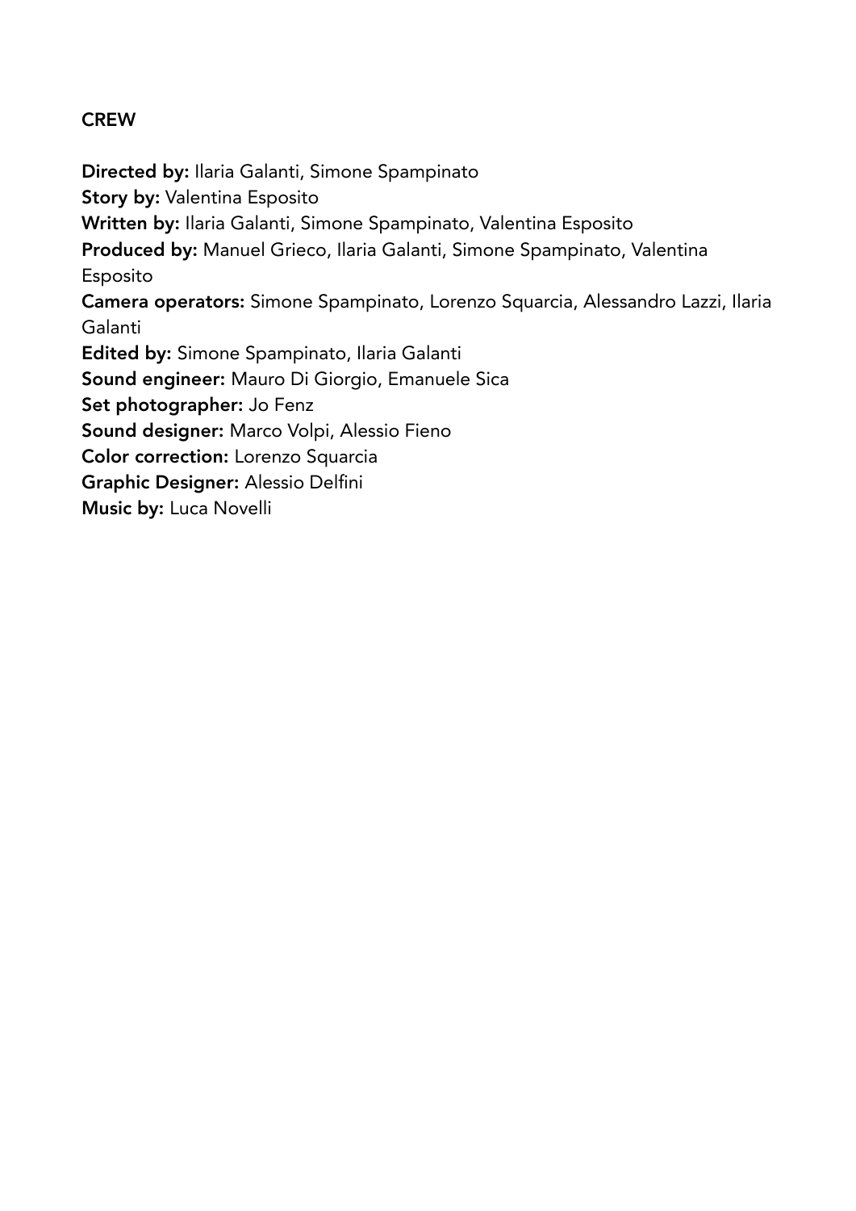**CREW**

**Directed by:** Ilaria Galanti, Simone Spampinato
**Story by:** Valentina Esposito
**Written by:** Ilaria Galanti, Simone Spampinato, Valentina Esposito
**Produced by:** Manuel Grieco, Ilaria Galanti, Simone Spampinato, Valentina Esposito
**Camera operators:** Simone Spampinato, Lorenzo Squarcia, Alessandro Lazzi, Ilaria Galanti
**Edited by:** Simone Spampinato, Ilaria Galanti
**Sound engineer:** Mauro Di Giorgio, Emanuele Sica
**Set photographer:** Jo Fenz
**Sound designer:** Marco Volpi, Alessio Fieno
**Color correction:** Lorenzo Squarcia
**Graphic Designer:** Alessio Delfini
**Music by:** Luca Novelli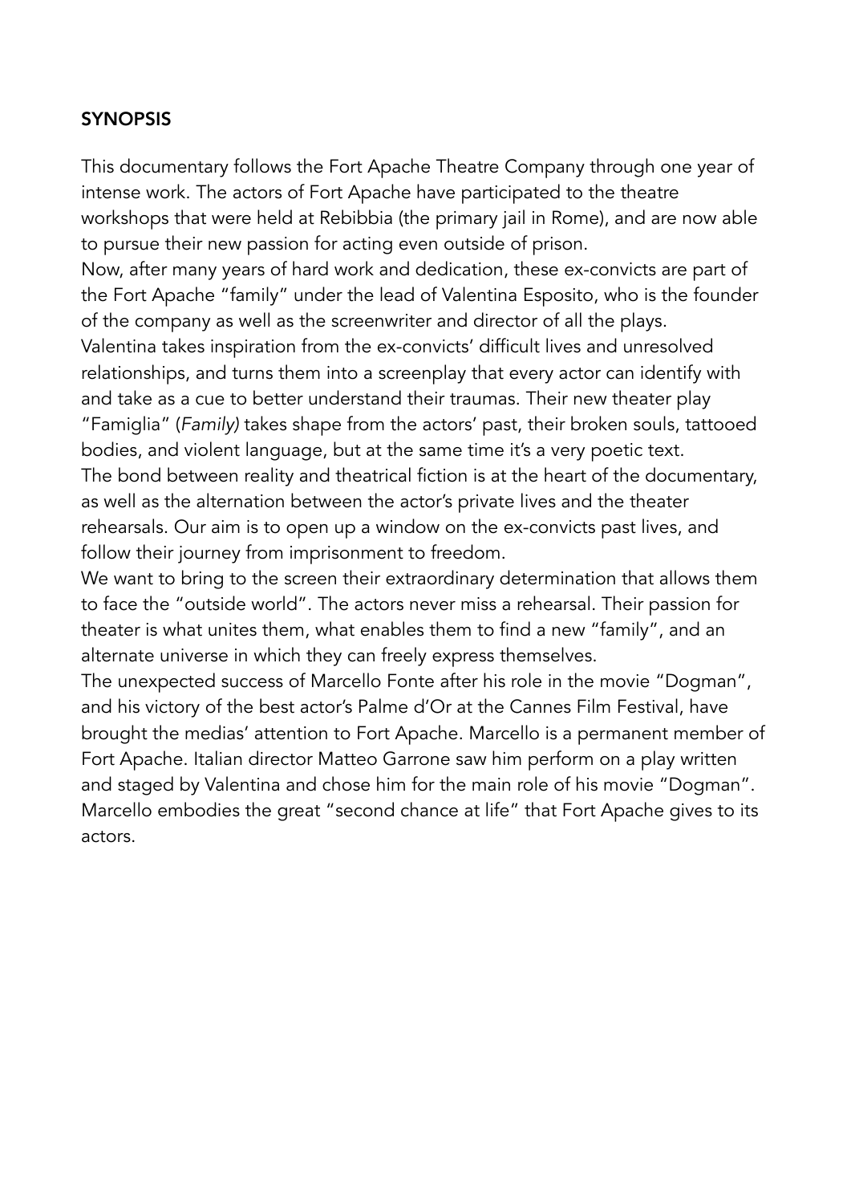**SYNOPSIS**

This documentary follows the Fort Apache Theatre Company through one year of intense work. The actors of Fort Apache have participated to the theatre workshops that were held at Rebibbia (the primary jail in Rome), and are now able to pursue their new passion for acting even outside of prison.
Now, after many years of hard work and dedication, these ex-convicts are part of the Fort Apache "family" under the lead of Valentina Esposito, who is the founder of the company as well as the screenwriter and director of all the plays.
Valentina takes inspiration from the ex-convicts' difficult lives and unresolved relationships, and turns them into a screenplay that every actor can identify with and take as a cue to better understand their traumas. Their new theater play "Famiglia" (*Family)* takes shape from the actors' past, their broken souls, tattooed bodies, and violent language, but at the same time it's a very poetic text.
The bond between reality and theatrical fiction is at the heart of the documentary, as well as the alternation between the actor's private lives and the theater rehearsals. Our aim is to open up a window on the ex-convicts past lives, and follow their journey from imprisonment to freedom.
We want to bring to the screen their extraordinary determination that allows them to face the "outside world". The actors never miss a rehearsal. Their passion for theater is what unites them, what enables them to find a new "family", and an alternate universe in which they can freely express themselves.
The unexpected success of Marcello Fonte after his role in the movie "Dogman", and his victory of the best actor's Palme d'Or at the Cannes Film Festival, have brought the medias' attention to Fort Apache. Marcello is a permanent member of Fort Apache. Italian director Matteo Garrone saw him perform on a play written and staged by Valentina and chose him for the main role of his movie "Dogman". Marcello embodies the great "second chance at life" that Fort Apache gives to its actors.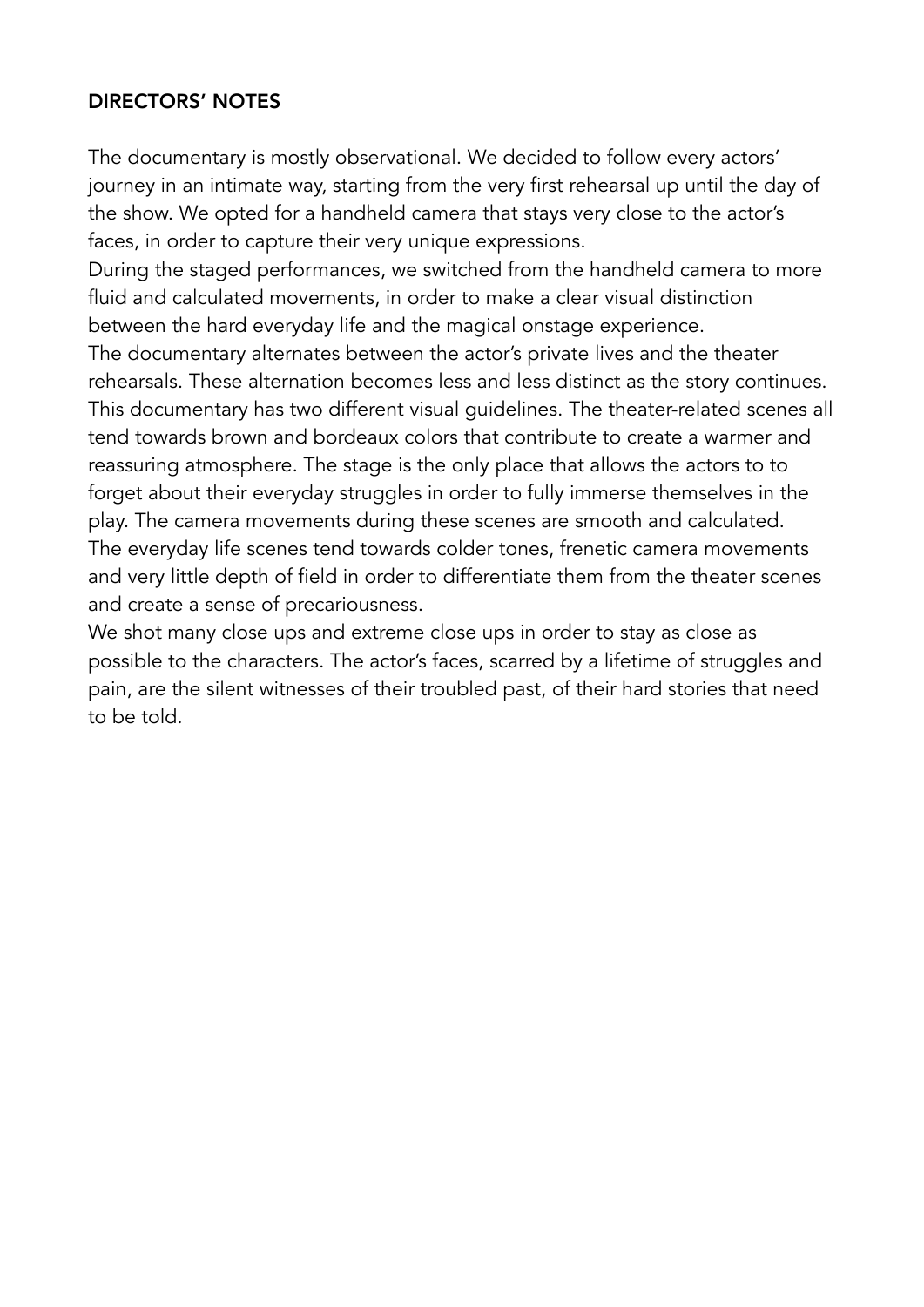## DIRECTORS' NOTES

The documentary is mostly observational. We decided to follow every actors' journey in an intimate way, starting from the very first rehearsal up until the day of the show. We opted for a handheld camera that stays very close to the actor's faces, in order to capture their very unique expressions.

During the staged performances, we switched from the handheld camera to more fluid and calculated movements, in order to make a clear visual distinction between the hard everyday life and the magical onstage experience.

The documentary alternates between the actor's private lives and the theater rehearsals. These alternation becomes less and less distinct as the story continues.

This documentary has two different visual guidelines. The theater-related scenes all tend towards brown and bordeaux colors that contribute to create a warmer and reassuring atmosphere. The stage is the only place that allows the actors to to forget about their everyday struggles in order to fully immerse themselves in the play. The camera movements during these scenes are smooth and calculated.

The everyday life scenes tend towards colder tones, frenetic camera movements and very little depth of field in order to differentiate them from the theater scenes and create a sense of precariousness.

We shot many close ups and extreme close ups in order to stay as close as possible to the characters. The actor's faces, scarred by a lifetime of struggles and pain, are the silent witnesses of their troubled past, of their hard stories that need to be told.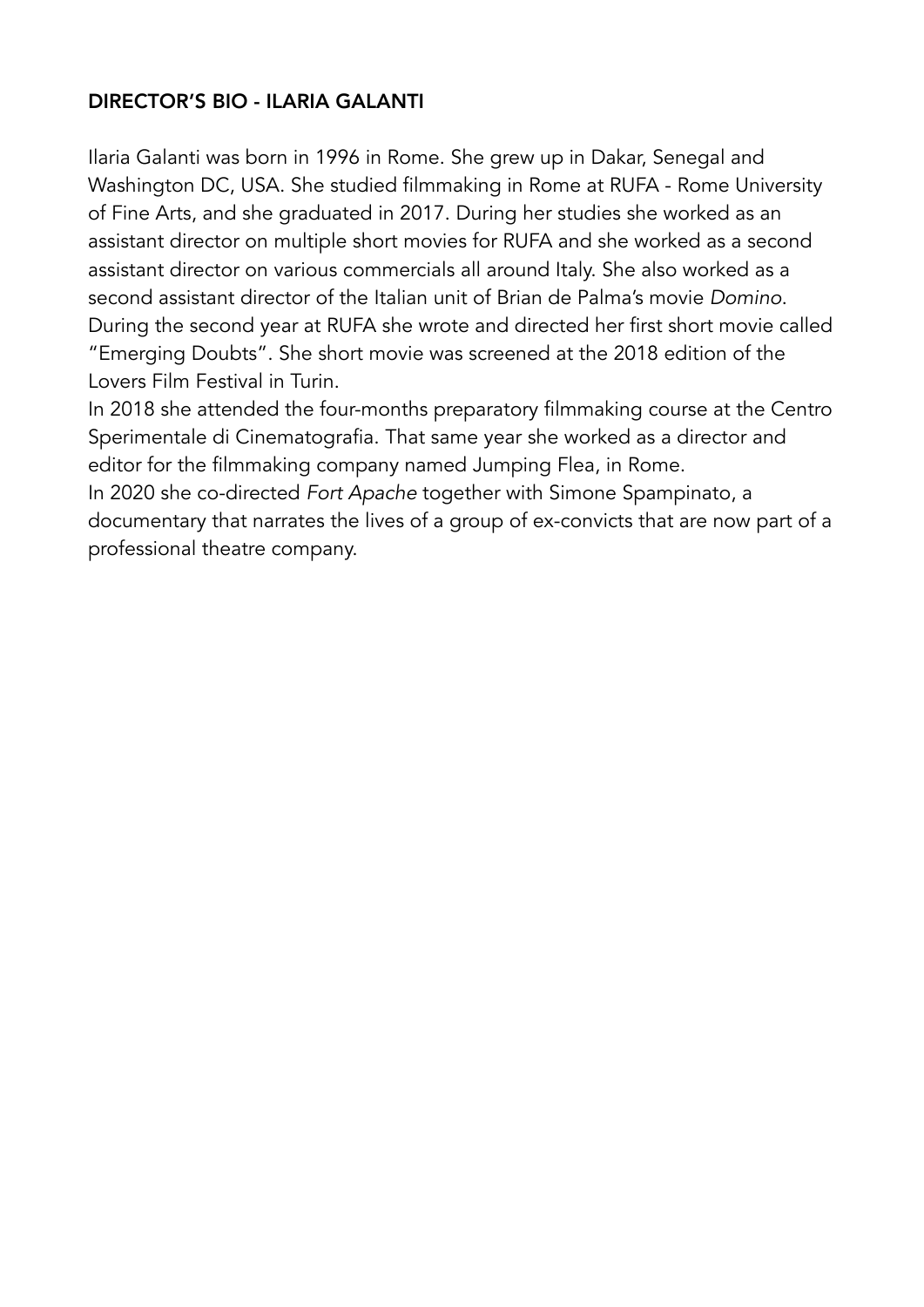## DIRECTOR'S BIO - ILARIA GALANTI

Ilaria Galanti was born in 1996 in Rome. She grew up in Dakar, Senegal and Washington DC, USA. She studied filmmaking in Rome at RUFA - Rome University of Fine Arts, and she graduated in 2017. During her studies she worked as an assistant director on multiple short movies for RUFA and she worked as a second assistant director on various commercials all around Italy. She also worked as a second assistant director of the Italian unit of Brian de Palma's movie *Domino*. During the second year at RUFA she wrote and directed her first short movie called "Emerging Doubts". She short movie was screened at the 2018 edition of the Lovers Film Festival in Turin.

In 2018 she attended the four-months preparatory filmmaking course at the Centro Sperimentale di Cinematografia. That same year she worked as a director and editor for the filmmaking company named Jumping Flea, in Rome.

In 2020 she co-directed *Fort Apache* together with Simone Spampinato, a documentary that narrates the lives of a group of ex-convicts that are now part of a professional theatre company.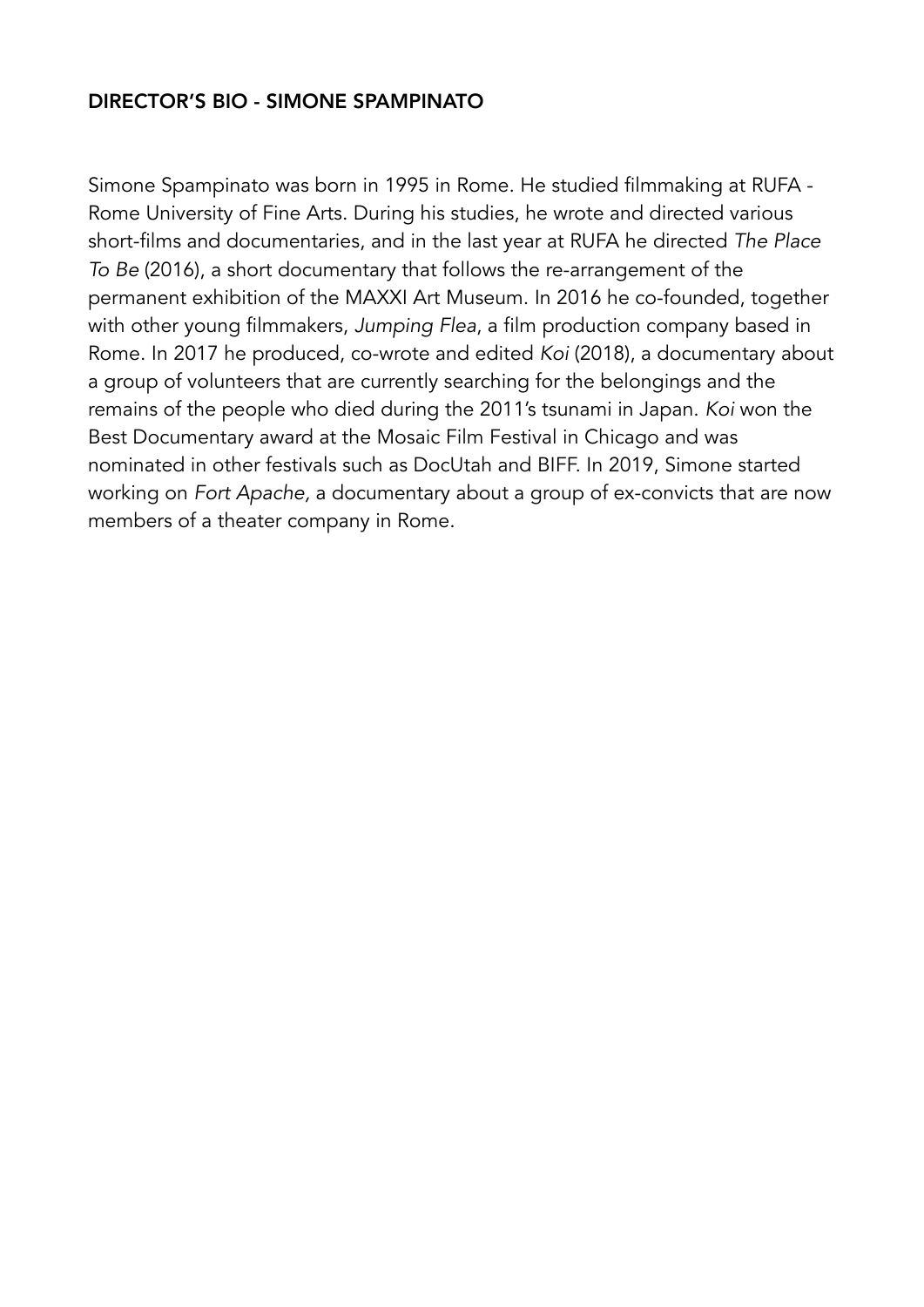## DIRECTOR'S BIO - SIMONE SPAMPINATO

Simone Spampinato was born in 1995 in Rome. He studied filmmaking at RUFA - Rome University of Fine Arts. During his studies, he wrote and directed various short-films and documentaries, and in the last year at RUFA he directed *The Place To Be* (2016), a short documentary that follows the re-arrangement of the permanent exhibition of the MAXXI Art Museum. In 2016 he co-founded, together with other young filmmakers, *Jumping Flea*, a film production company based in Rome. In 2017 he produced, co-wrote and edited *Koi* (2018), a documentary about a group of volunteers that are currently searching for the belongings and the remains of the people who died during the 2011's tsunami in Japan. *Koi* won the Best Documentary award at the Mosaic Film Festival in Chicago and was nominated in other festivals such as DocUtah and BIFF. In 2019, Simone started working on *Fort Apache,* a documentary about a group of ex-convicts that are now members of a theater company in Rome.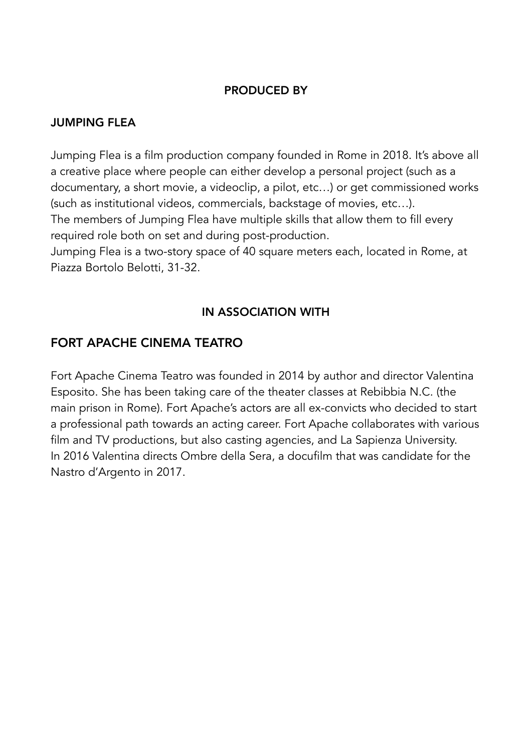## PRODUCED BY

### JUMPING FLEA

Jumping Flea is a film production company founded in Rome in 2018. It's above all a creative place where people can either develop a personal project (such as a documentary, a short movie, a videoclip, a pilot, etc…) or get commissioned works (such as institutional videos, commercials, backstage of movies, etc…).
The members of Jumping Flea have multiple skills that allow them to fill every required role both on set and during post-production.
Jumping Flea is a two-story space of 40 square meters each, located in Rome, at Piazza Bortolo Belotti, 31-32.

## IN ASSOCIATION WITH

### FORT APACHE CINEMA TEATRO

Fort Apache Cinema Teatro was founded in 2014 by author and director Valentina Esposito. She has been taking care of the theater classes at Rebibbia N.C. (the main prison in Rome). Fort Apache's actors are all ex-convicts who decided to start a professional path towards an acting career. Fort Apache collaborates with various film and TV productions, but also casting agencies, and La Sapienza University.
In 2016 Valentina directs Ombre della Sera, a docufilm that was candidate for the Nastro d'Argento in 2017.